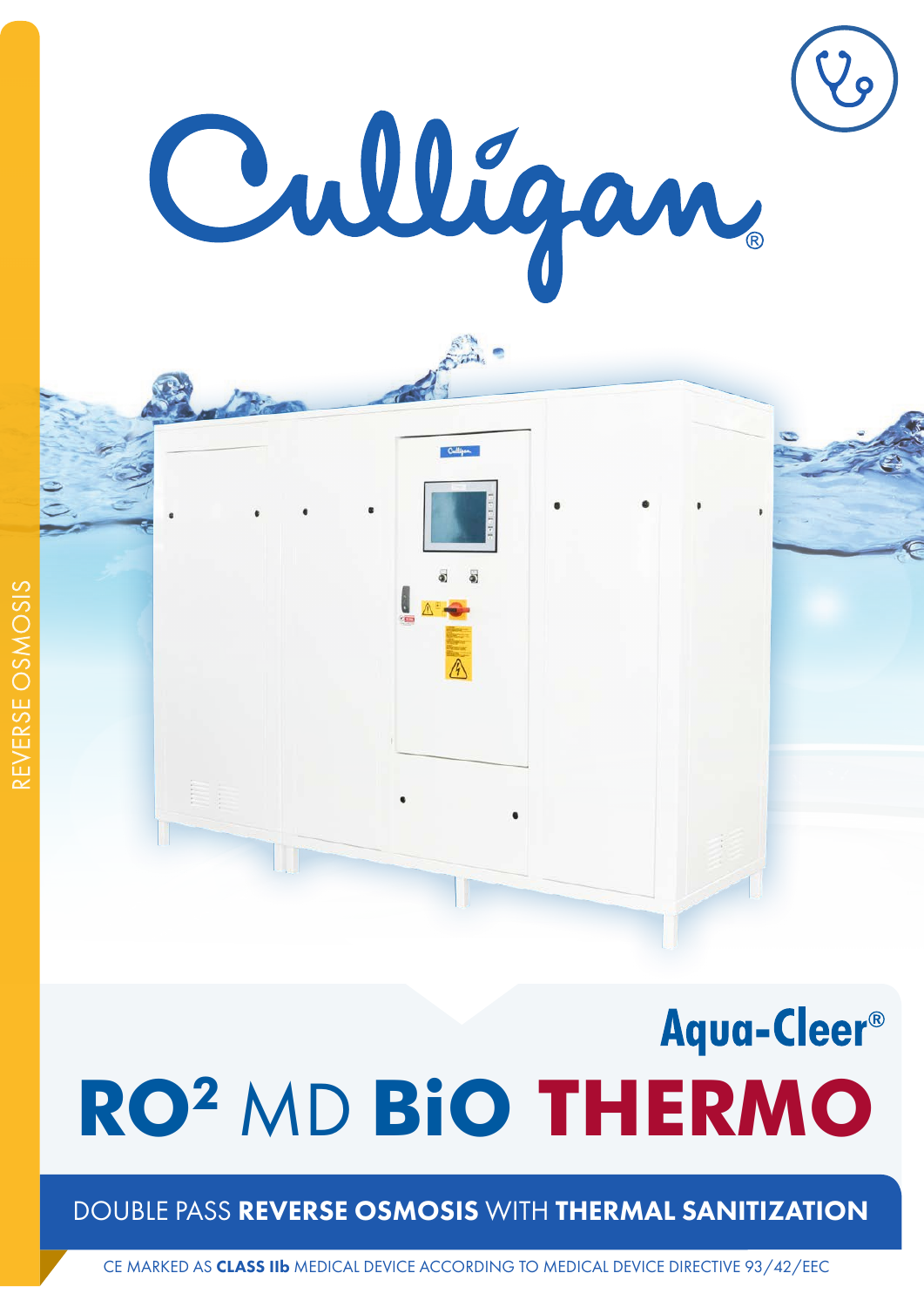REVERSE OSMOSIS

Culligan®

Aqua-Cleer®

# RO² MD BiO THERMO

## DOUBLE PASS **REVERSE OSMOSIS** WITH **THERMAL SANITIZATION**

CE MARKED AS **CLASS IIb** MEDICAL DEVICE ACCORDING TO MEDICAL DEVICE DIRECTIVE 93/42/EEC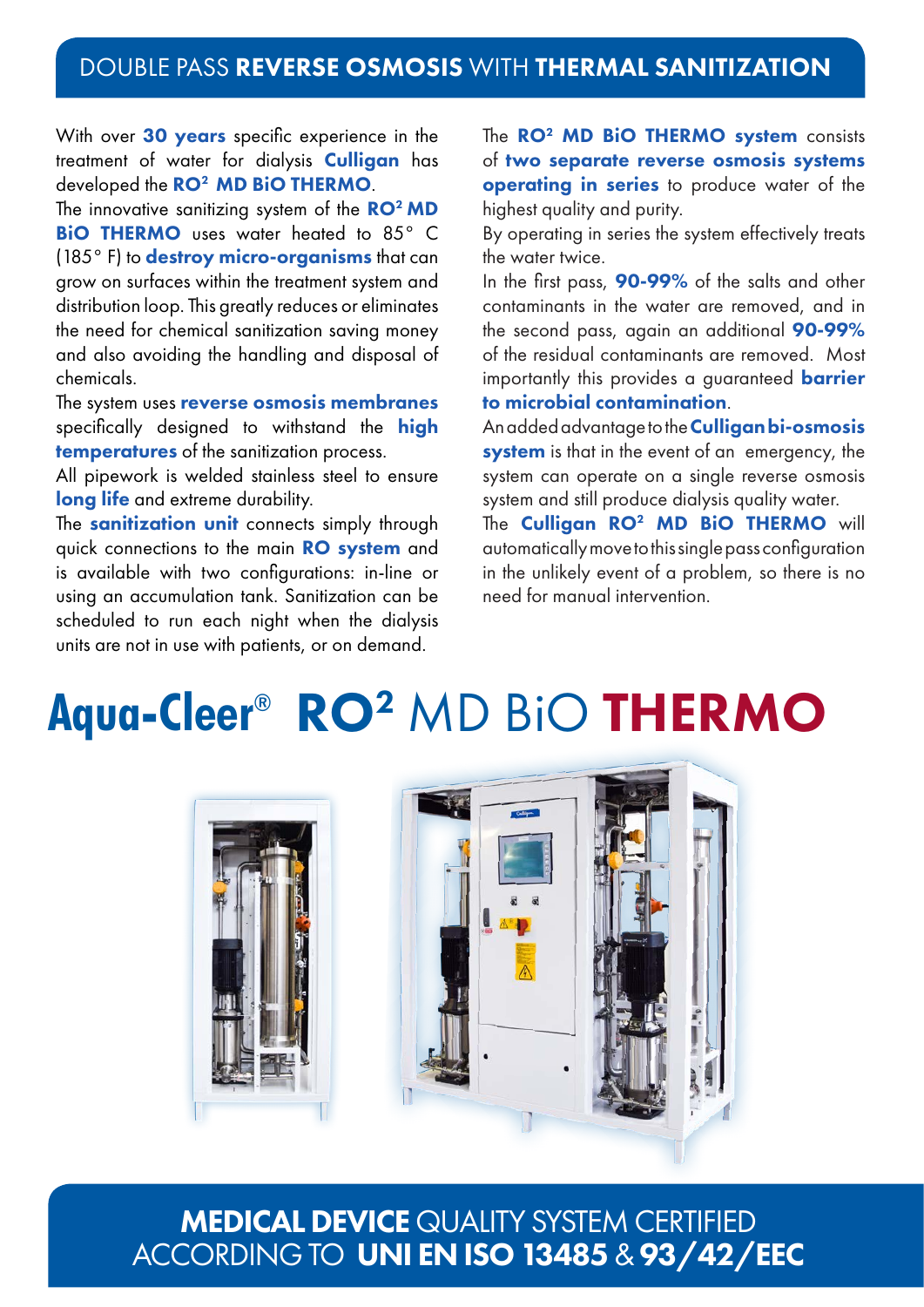## DOUBLE PASS **REVERSE OSMOSIS** WITH **THERMAL SANITIZATION**

With over **30 years** specific experience in the treatment of water for dialysis **Culligan** has developed the **RO² MD BiO THERMO**.

The innovative sanitizing system of the **RO² MD BiO THERMO** uses water heated to 85° C (185° F) to **destroy micro-organisms** that can grow on surfaces within the treatment system and distribution loop. This greatly reduces or eliminates the need for chemical sanitization saving money and also avoiding the handling and disposal of chemicals.

The system uses **reverse osmosis membranes** specifically designed to withstand the **high temperatures** of the sanitization process.

All pipework is welded stainless steel to ensure **long life** and extreme durability.

The **sanitization unit** connects simply through quick connections to the main **RO system** and is available with two configurations: in-line or using an accumulation tank. Sanitization can be scheduled to run each night when the dialysis units are not in use with patients, or on demand.

The **RO² MD BiO THERMO system** consists of **two separate reverse osmosis systems operating in series** to produce water of the highest quality and purity.

By operating in series the system effectively treats the water twice.

In the first pass, **90-99%** of the salts and other contaminants in the water are removed, and in the second pass, again an additional **90-99%** of the residual contaminants are removed. Most importantly this provides a guaranteed **barrier to microbial contamination**.

An added advantage to the **Culligan bi-osmosis system** is that in the event of an emergency, the system can operate on a single reverse osmosis system and still produce dialysis quality water.

The **Culligan RO² MD BiO THERMO** will automatically move to this single pass configuration in the unlikely event of a problem, so there is no need for manual intervention.

# Aqua-Cleer® RO² MD BiO THERMO

**MEDICAL DEVICE** QUALITY SYSTEM CERTIFIED ACCORDING TO **UNI EN ISO 13485** & **93/42/EEC**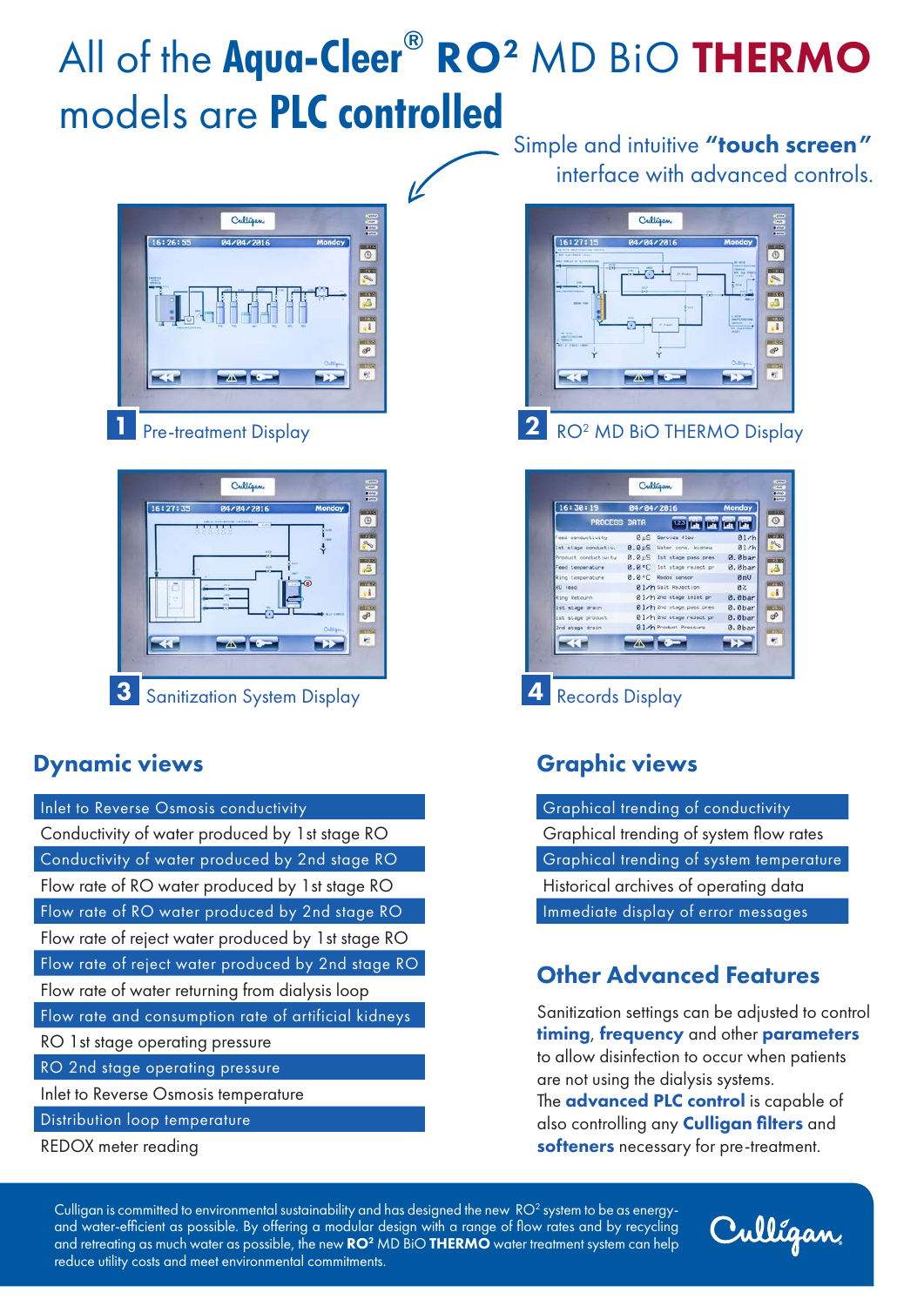# All of the **Aqua-Cleer**® **RO²** MD BiO **THERMO** models are **PLC controlled**

Simple and intuitive **"touch screen"** interface with advanced controls.

**1** Pre-treatment Display

**2** RO² MD BiO THERMO Display

**3** Sanitization System Display

**4** Records Display

## Dynamic views

- Inlet to Reverse Osmosis conductivity
- Conductivity of water produced by 1st stage RO
- Conductivity of water produced by 2nd stage RO
- Flow rate of RO water produced by 1st stage RO
- Flow rate of RO water produced by 2nd stage RO
- Flow rate of reject water produced by 1st stage RO
- Flow rate of reject water produced by 2nd stage RO
- Flow rate of water returning from dialysis loop
- Flow rate and consumption rate of artificial kidneys
- RO 1st stage operating pressure
- RO 2nd stage operating pressure
- Inlet to Reverse Osmosis temperature
- Distribution loop temperature
- REDOX meter reading

## Graphic views

- Graphical trending of conductivity
- Graphical trending of system flow rates
- Graphical trending of system temperature
- Historical archives of operating data
- Immediate display of error messages

## Other Advanced Features

Sanitization settings can be adjusted to control **timing**, **frequency** and other **parameters** to allow disinfection to occur when patients are not using the dialysis systems.
The **advanced PLC control** is capable of also controlling any **Culligan filters** and **softeners** necessary for pre-treatment.

Culligan is committed to environmental sustainability and has designed the new RO² system to be as energy- and water-efficient as possible. By offering a modular design with a range of flow rates and by recycling and retreating as much water as possible, the new **RO²** MD BiO **THERMO** water treatment system can help reduce utility costs and meet environmental commitments.

Culligan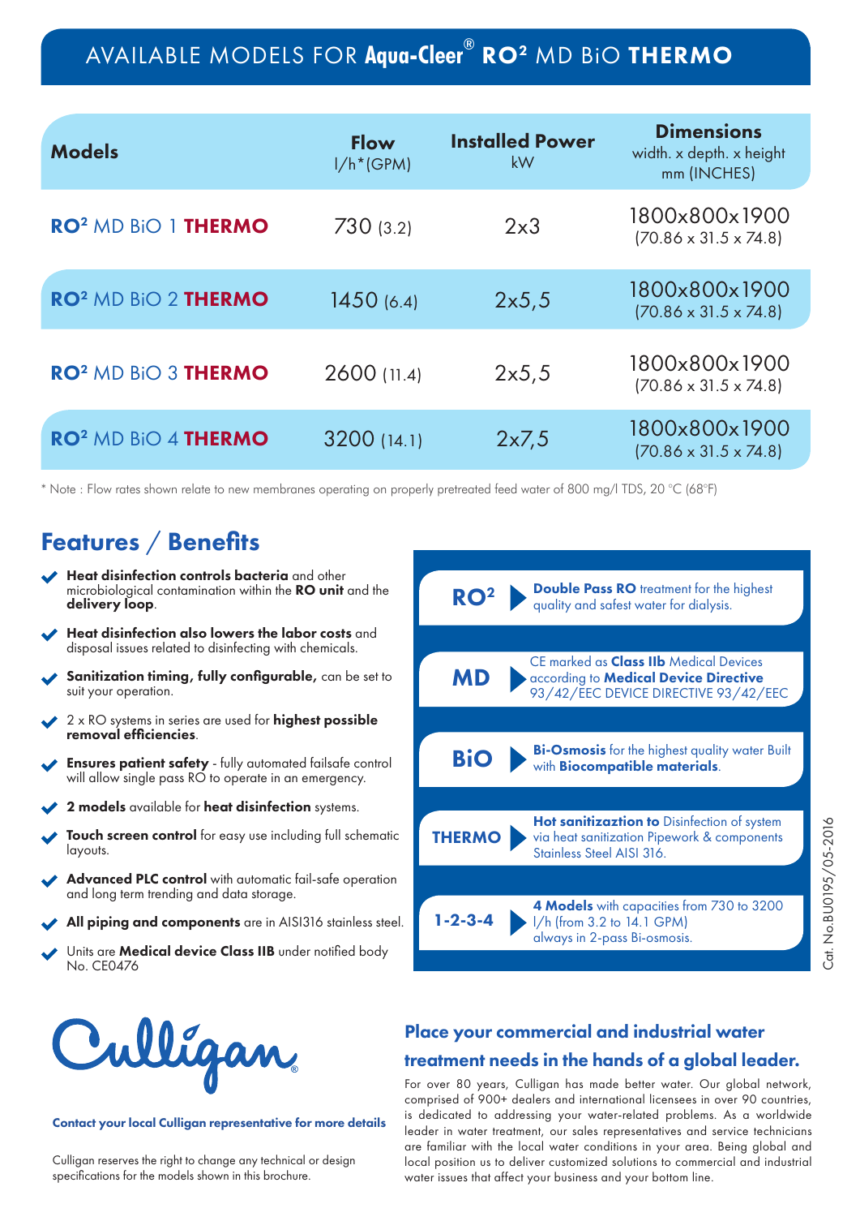# AVAILABLE MODELS FOR **Aqua-Cleer®** **RO²** MD BiO **THERMO**

| Models | Flow l/h*(GPM) | Installed Power kW | Dimensions width. x depth. x height mm (INCHES) |
|---|---|---|---|
| **RO²** MD BiO 1 **THERMO** | 730 (3.2) | 2x3 | 1800x800x1900 (70.86 x 31.5 x 74.8) |
| **RO²** MD BiO 2 **THERMO** | 1450 (6.4) | 2x5,5 | 1800x800x1900 (70.86 x 31.5 x 74.8) |
| **RO²** MD BiO 3 **THERMO** | 2600 (11.4) | 2x5,5 | 1800x800x1900 (70.86 x 31.5 x 74.8) |
| **RO²** MD BiO 4 **THERMO** | 3200 (14.1) | 2x7,5 | 1800x800x1900 (70.86 x 31.5 x 74.8) |

* Note : Flow rates shown relate to new membranes operating on properly pretreated feed water of 800 mg/l TDS, 20 °C (68°F)

## Features / Benefits

- **Heat disinfection controls bacteria** and other microbiological contamination within the **RO unit** and the **delivery loop**.
- **Heat disinfection also lowers the labor costs** and disposal issues related to disinfecting with chemicals.
- **Sanitization timing, fully configurable,** can be set to suit your operation.
- 2 x RO systems in series are used for **highest possible removal efficiencies**.
- **Ensures patient safety** - fully automated failsafe control will allow single pass RO to operate in an emergency.
- **2 models** available for **heat disinfection** systems.
- **Touch screen control** for easy use including full schematic layouts.
- **Advanced PLC control** with automatic fail-safe operation and long term trending and data storage.
- **All piping and components** are in AISI316 stainless steel.
- Units are **Medical device Class IIB** under notified body No. CE0476

**RO²** ▶ **Double Pass RO** treatment for the highest quality and safest water for dialysis.

**MD** ▶ CE marked as **Class IIb** Medical Devices according to **Medical Device Directive** 93/42/EEC DEVICE DIRECTIVE 93/42/EEC

**BiO** ▶ **Bi-Osmosis** for the highest quality water Built with **Biocompatible materials**.

**THERMO** ▶ **Hot sanitizaztion to** Disinfection of system via heat sanitization Pipework & components Stainless Steel AISI 316.

**1-2-3-4** ▶ **4 Models** with capacities from 730 to 3200 l/h (from 3.2 to 14.1 GPM) always in 2-pass Bi-osmosis.

Cat. No.BU0195/05-2016

Culligan®

**Contact your local Culligan representative for more details**

Culligan reserves the right to change any technical or design specifications for the models shown in this brochure.

## Place your commercial and industrial water treatment needs in the hands of a global leader.

For over 80 years, Culligan has made better water. Our global network, comprised of 900+ dealers and international licensees in over 90 countries, is dedicated to addressing your water-related problems. As a worldwide leader in water treatment, our sales representatives and service technicians are familiar with the local water conditions in your area. Being global and local position us to deliver customized solutions to commercial and industrial water issues that affect your business and your bottom line.